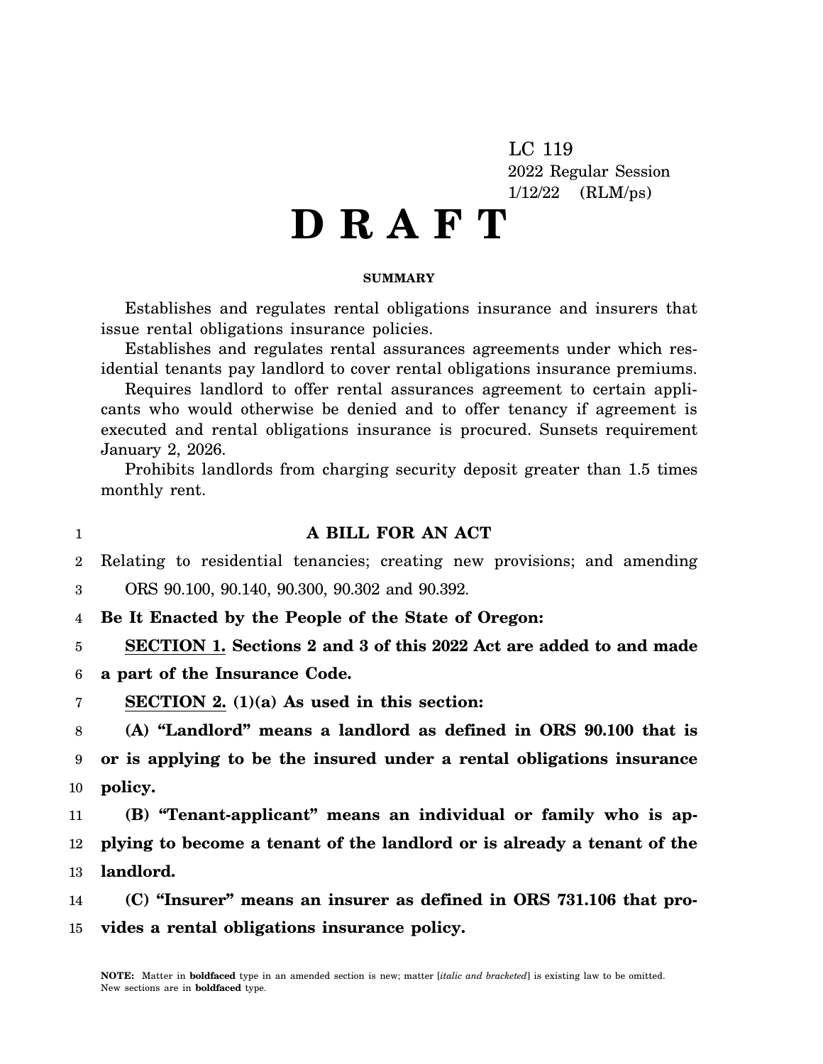LC 119

2022 Regular Session

1/12/22 (RLM/ps)

# D R A F T

**SUMMARY**

Establishes and regulates rental obligations insurance and insurers that issue rental obligations insurance policies.

Establishes and regulates rental assurances agreements under which residential tenants pay landlord to cover rental obligations insurance premiums.

Requires landlord to offer rental assurances agreement to certain applicants who would otherwise be denied and to offer tenancy if agreement is executed and rental obligations insurance is procured. Sunsets requirement January 2, 2026.

Prohibits landlords from charging security deposit greater than 1.5 times monthly rent.

**A BILL FOR AN ACT**

Relating to residential tenancies; creating new provisions; and amending ORS 90.100, 90.140, 90.300, 90.302 and 90.392.

**Be It Enacted by the People of the State of Oregon:**

**SECTION 1. Sections 2 and 3 of this 2022 Act are added to and made a part of the Insurance Code.**

**SECTION 2. (1)(a) As used in this section:**

**(A) "Landlord" means a landlord as defined in ORS 90.100 that is or is applying to be the insured under a rental obligations insurance policy.**

**(B) "Tenant-applicant" means an individual or family who is applying to become a tenant of the landlord or is already a tenant of the landlord.**

**(C) "Insurer" means an insurer as defined in ORS 731.106 that provides a rental obligations insurance policy.**

NOTE: Matter in **boldfaced** type in an amended section is new; matter [*italic and bracketed*] is existing law to be omitted. New sections are in **boldfaced** type.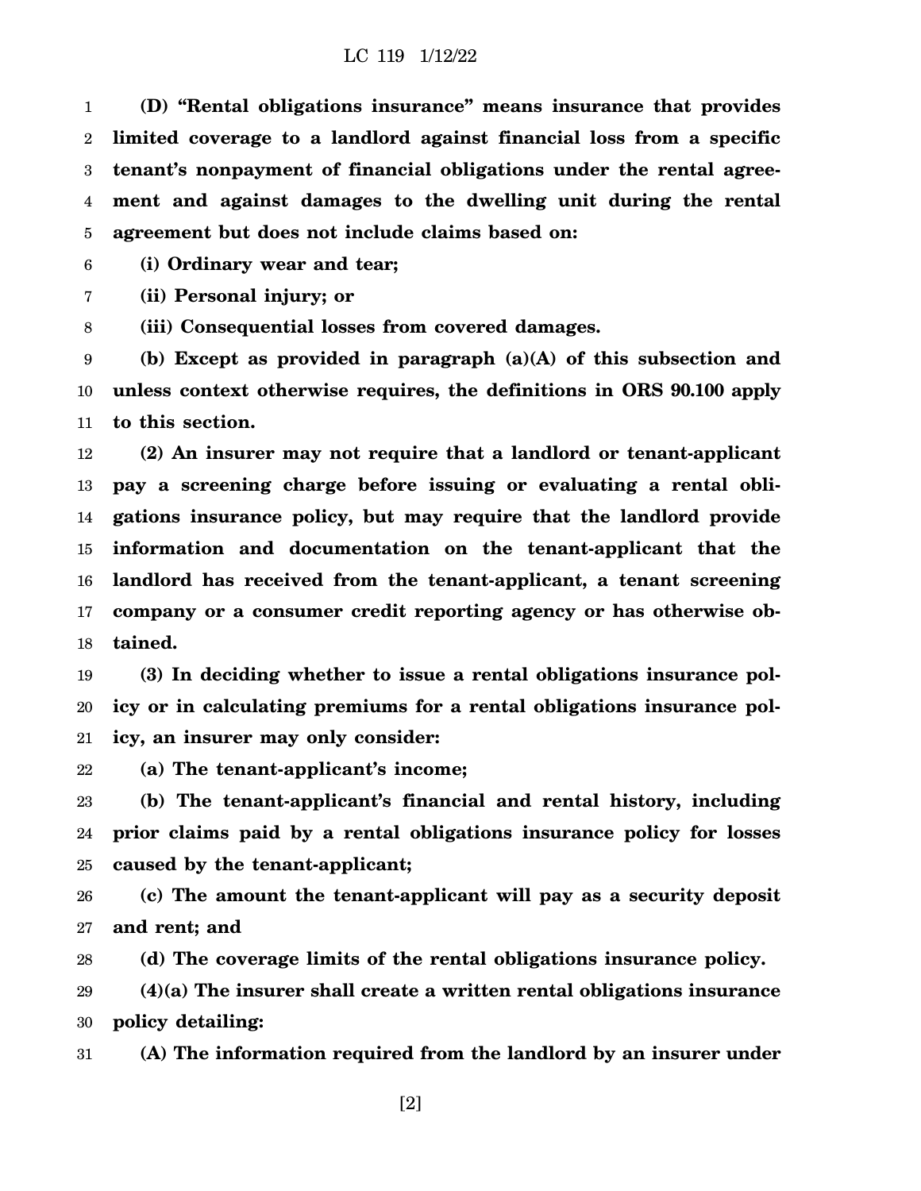**(D) "Rental obligations insurance" means insurance that provides limited coverage to a landlord against financial loss from a specific tenant's nonpayment of financial obligations under the rental agreement and against damages to the dwelling unit during the rental agreement but does not include claims based on:**

**(i) Ordinary wear and tear;**

**(ii) Personal injury; or**

**(iii) Consequential losses from covered damages.**

**(b) Except as provided in paragraph (a)(A) of this subsection and unless context otherwise requires, the definitions in ORS 90.100 apply to this section.**

**(2) An insurer may not require that a landlord or tenant-applicant pay a screening charge before issuing or evaluating a rental obligations insurance policy, but may require that the landlord provide information and documentation on the tenant-applicant that the landlord has received from the tenant-applicant, a tenant screening company or a consumer credit reporting agency or has otherwise obtained.**

**(3) In deciding whether to issue a rental obligations insurance policy or in calculating premiums for a rental obligations insurance policy, an insurer may only consider:**

**(a) The tenant-applicant's income;**

**(b) The tenant-applicant's financial and rental history, including prior claims paid by a rental obligations insurance policy for losses caused by the tenant-applicant;**

**(c) The amount the tenant-applicant will pay as a security deposit and rent; and**

**(d) The coverage limits of the rental obligations insurance policy.**

**(4)(a) The insurer shall create a written rental obligations insurance policy detailing:**

**(A) The information required from the landlord by an insurer under**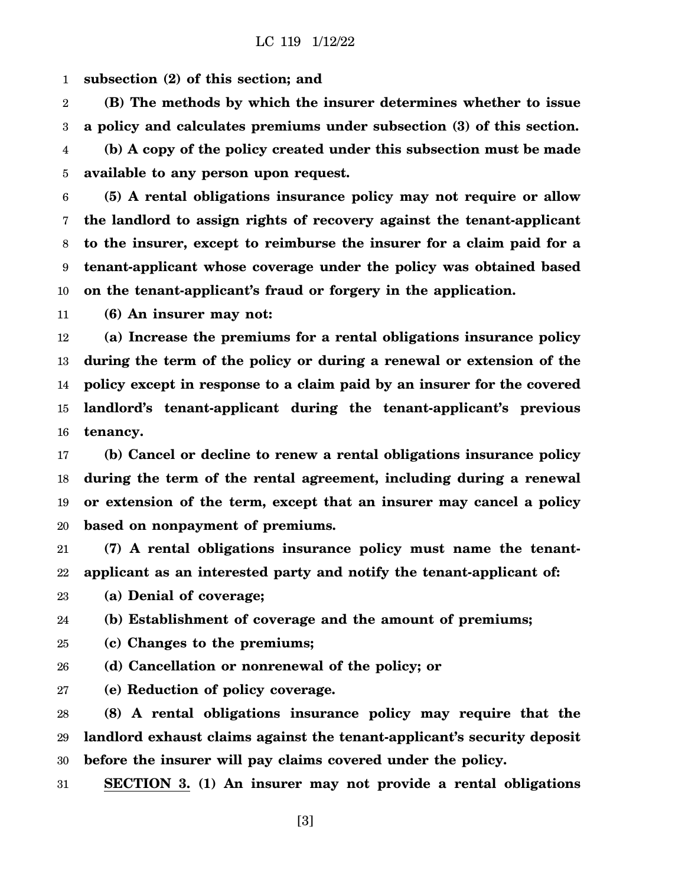**subsection (2) of this section; and**

**(B) The methods by which the insurer determines whether to issue a policy and calculates premiums under subsection (3) of this section.**

**(b) A copy of the policy created under this subsection must be made available to any person upon request.**

**(5) A rental obligations insurance policy may not require or allow the landlord to assign rights of recovery against the tenant-applicant to the insurer, except to reimburse the insurer for a claim paid for a tenant-applicant whose coverage under the policy was obtained based on the tenant-applicant's fraud or forgery in the application.**

**(6) An insurer may not:**

**(a) Increase the premiums for a rental obligations insurance policy during the term of the policy or during a renewal or extension of the policy except in response to a claim paid by an insurer for the covered landlord's tenant-applicant during the tenant-applicant's previous tenancy.**

**(b) Cancel or decline to renew a rental obligations insurance policy during the term of the rental agreement, including during a renewal or extension of the term, except that an insurer may cancel a policy based on nonpayment of premiums.**

**(7) A rental obligations insurance policy must name the tenant-applicant as an interested party and notify the tenant-applicant of:**

**(a) Denial of coverage;**

**(b) Establishment of coverage and the amount of premiums;**

**(c) Changes to the premiums;**

**(d) Cancellation or nonrenewal of the policy; or**

**(e) Reduction of policy coverage.**

**(8) A rental obligations insurance policy may require that the landlord exhaust claims against the tenant-applicant's security deposit before the insurer will pay claims covered under the policy.**

**<u>SECTION 3.</u> (1) An insurer may not provide a rental obligations**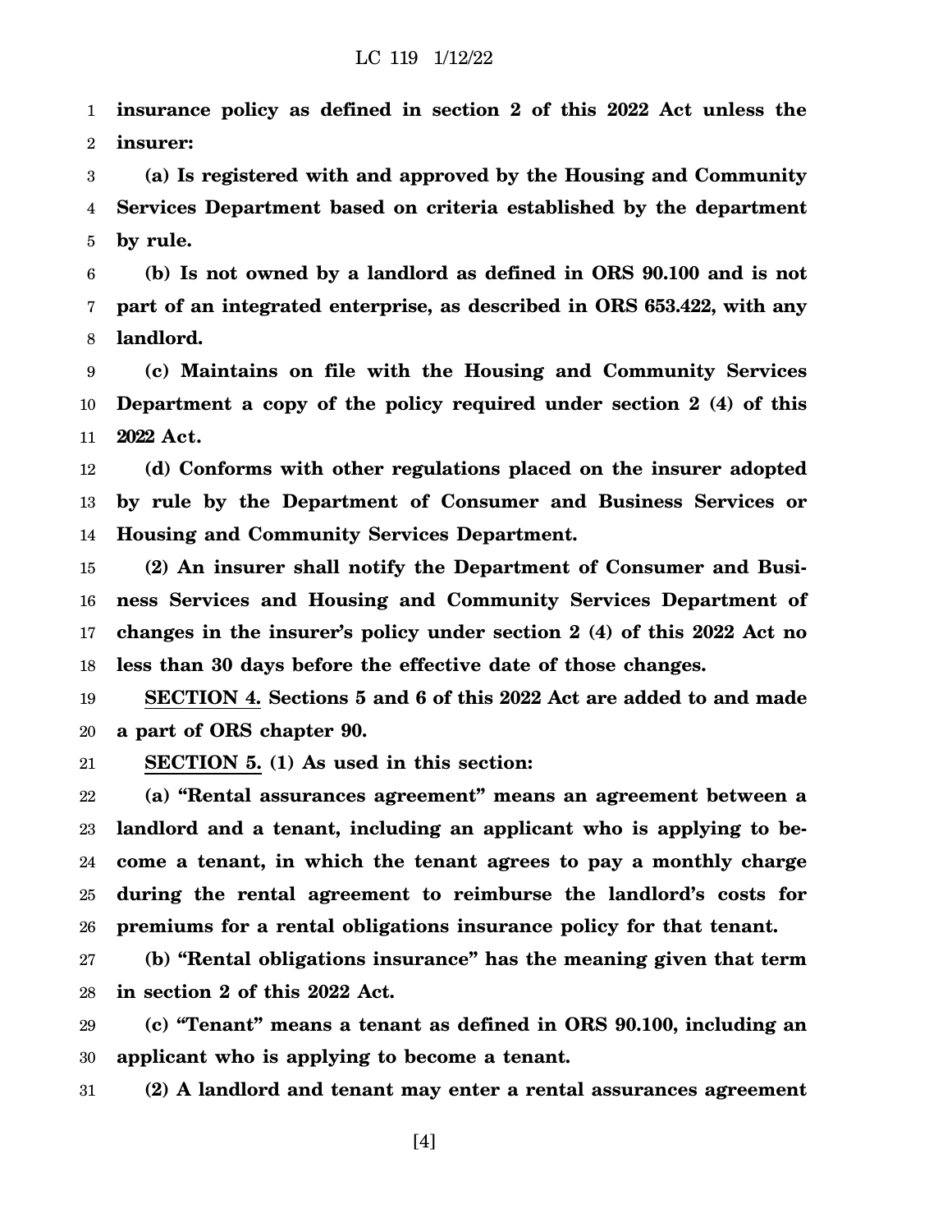**insurance policy as defined in section 2 of this 2022 Act unless the insurer:**

**(a) Is registered with and approved by the Housing and Community Services Department based on criteria established by the department by rule.**

**(b) Is not owned by a landlord as defined in ORS 90.100 and is not part of an integrated enterprise, as described in ORS 653.422, with any landlord.**

**(c) Maintains on file with the Housing and Community Services Department a copy of the policy required under section 2 (4) of this 2022 Act.**

**(d) Conforms with other regulations placed on the insurer adopted by rule by the Department of Consumer and Business Services or Housing and Community Services Department.**

**(2) An insurer shall notify the Department of Consumer and Business Services and Housing and Community Services Department of changes in the insurer's policy under section 2 (4) of this 2022 Act no less than 30 days before the effective date of those changes.**

**SECTION 4. Sections 5 and 6 of this 2022 Act are added to and made a part of ORS chapter 90.**

**SECTION 5. (1) As used in this section:**

**(a) "Rental assurances agreement" means an agreement between a landlord and a tenant, including an applicant who is applying to become a tenant, in which the tenant agrees to pay a monthly charge during the rental agreement to reimburse the landlord's costs for premiums for a rental obligations insurance policy for that tenant.**

**(b) "Rental obligations insurance" has the meaning given that term in section 2 of this 2022 Act.**

**(c) "Tenant" means a tenant as defined in ORS 90.100, including an applicant who is applying to become a tenant.**

**(2) A landlord and tenant may enter a rental assurances agreement**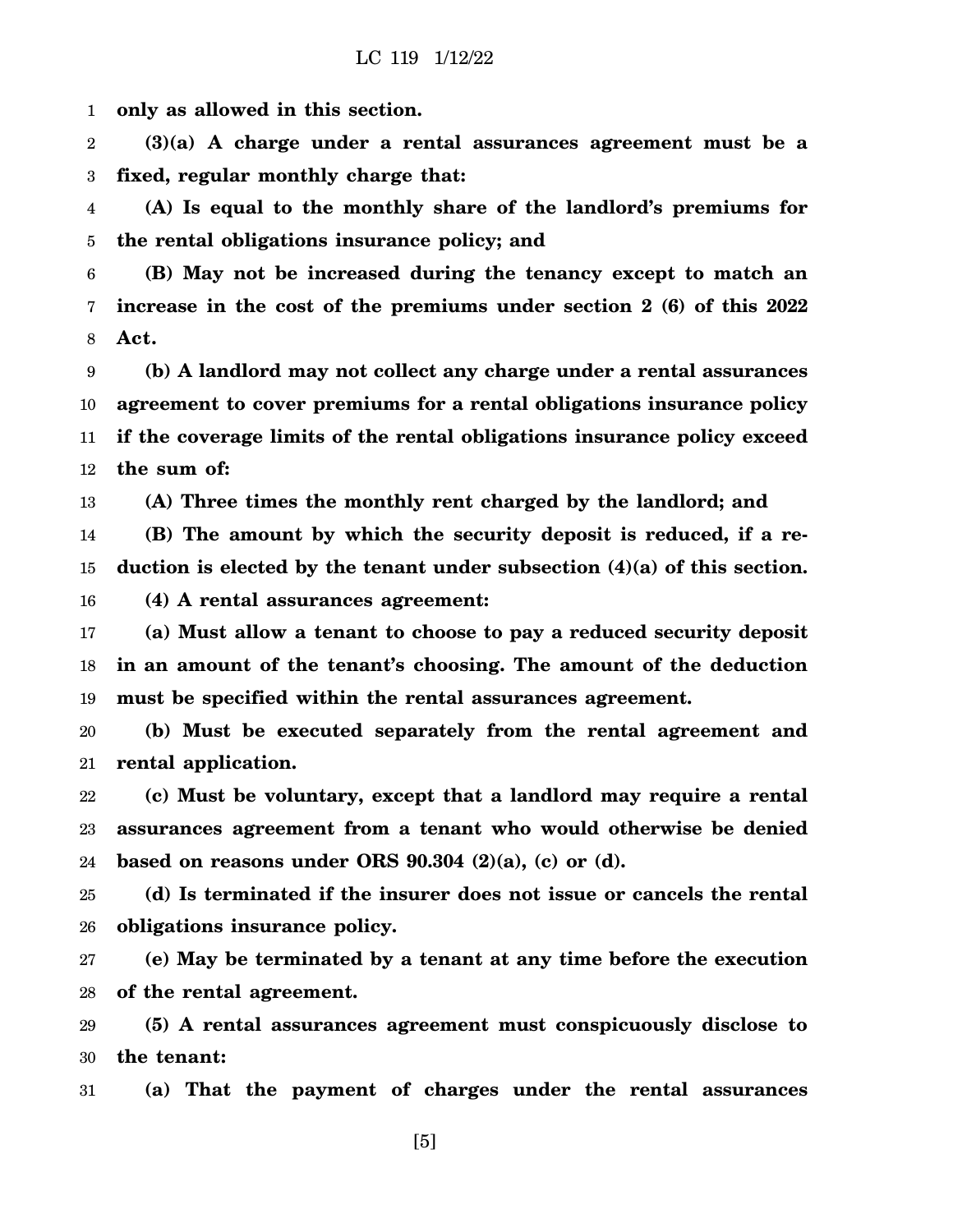**only as allowed in this section.**

**(3)(a) A charge under a rental assurances agreement must be a fixed, regular monthly charge that:**

**(A) Is equal to the monthly share of the landlord's premiums for the rental obligations insurance policy; and**

**(B) May not be increased during the tenancy except to match an increase in the cost of the premiums under section 2 (6) of this 2022 Act.**

**(b) A landlord may not collect any charge under a rental assurances agreement to cover premiums for a rental obligations insurance policy if the coverage limits of the rental obligations insurance policy exceed the sum of:**

**(A) Three times the monthly rent charged by the landlord; and**

**(B) The amount by which the security deposit is reduced, if a reduction is elected by the tenant under subsection (4)(a) of this section.**

**(4) A rental assurances agreement:**

**(a) Must allow a tenant to choose to pay a reduced security deposit in an amount of the tenant's choosing. The amount of the deduction must be specified within the rental assurances agreement.**

**(b) Must be executed separately from the rental agreement and rental application.**

**(c) Must be voluntary, except that a landlord may require a rental assurances agreement from a tenant who would otherwise be denied based on reasons under ORS 90.304 (2)(a), (c) or (d).**

**(d) Is terminated if the insurer does not issue or cancels the rental obligations insurance policy.**

**(e) May be terminated by a tenant at any time before the execution of the rental agreement.**

**(5) A rental assurances agreement must conspicuously disclose to the tenant:**

**(a) That the payment of charges under the rental assurances**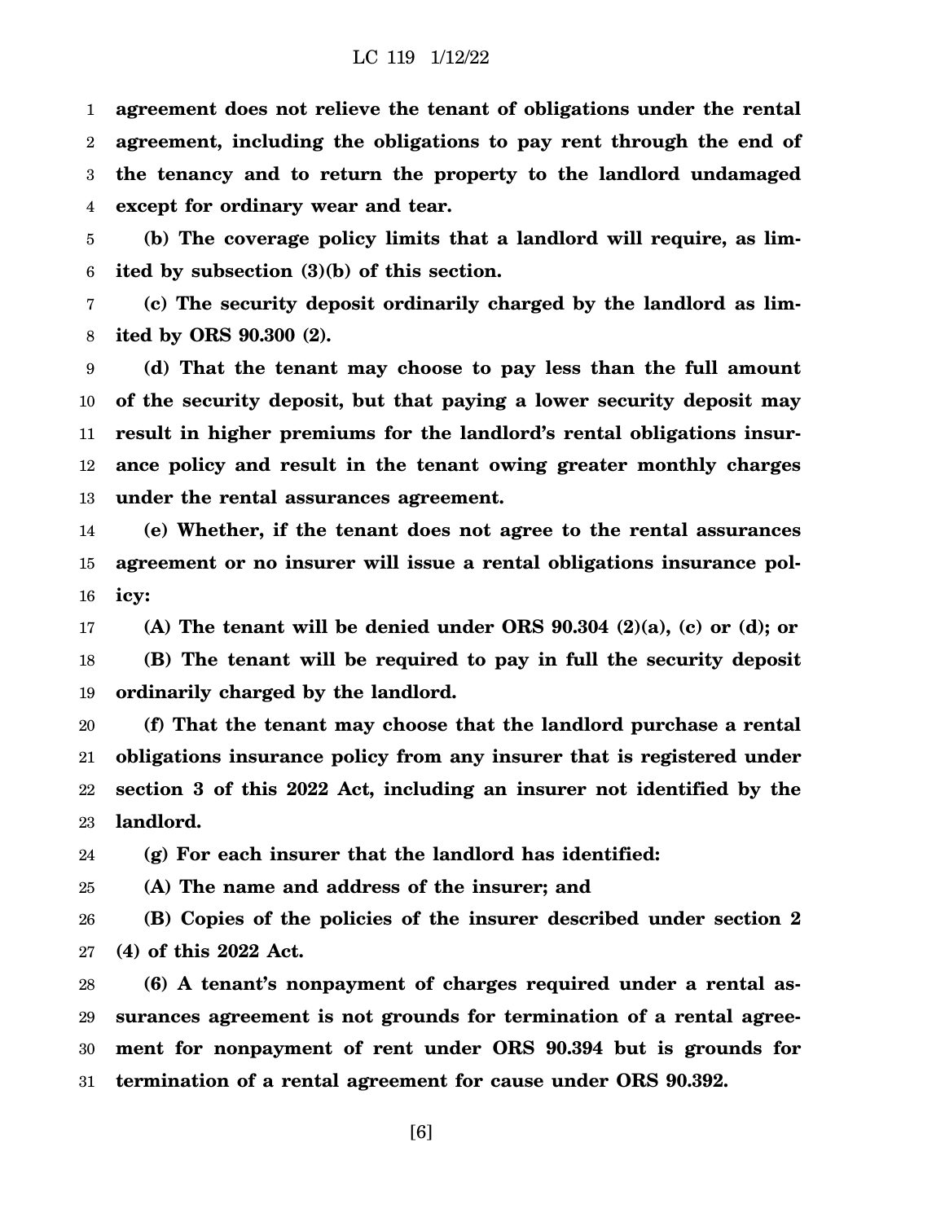**agreement does not relieve the tenant of obligations under the rental agreement, including the obligations to pay rent through the end of the tenancy and to return the property to the landlord undamaged except for ordinary wear and tear.**

**(b) The coverage policy limits that a landlord will require, as limited by subsection (3)(b) of this section.**

**(c) The security deposit ordinarily charged by the landlord as limited by ORS 90.300 (2).**

**(d) That the tenant may choose to pay less than the full amount of the security deposit, but that paying a lower security deposit may result in higher premiums for the landlord's rental obligations insurance policy and result in the tenant owing greater monthly charges under the rental assurances agreement.**

**(e) Whether, if the tenant does not agree to the rental assurances agreement or no insurer will issue a rental obligations insurance policy:**

**(A) The tenant will be denied under ORS 90.304 (2)(a), (c) or (d); or**

**(B) The tenant will be required to pay in full the security deposit ordinarily charged by the landlord.**

**(f) That the tenant may choose that the landlord purchase a rental obligations insurance policy from any insurer that is registered under section 3 of this 2022 Act, including an insurer not identified by the landlord.**

**(g) For each insurer that the landlord has identified:**

**(A) The name and address of the insurer; and**

**(B) Copies of the policies of the insurer described under section 2 (4) of this 2022 Act.**

**(6) A tenant's nonpayment of charges required under a rental assurances agreement is not grounds for termination of a rental agreement for nonpayment of rent under ORS 90.394 but is grounds for termination of a rental agreement for cause under ORS 90.392.**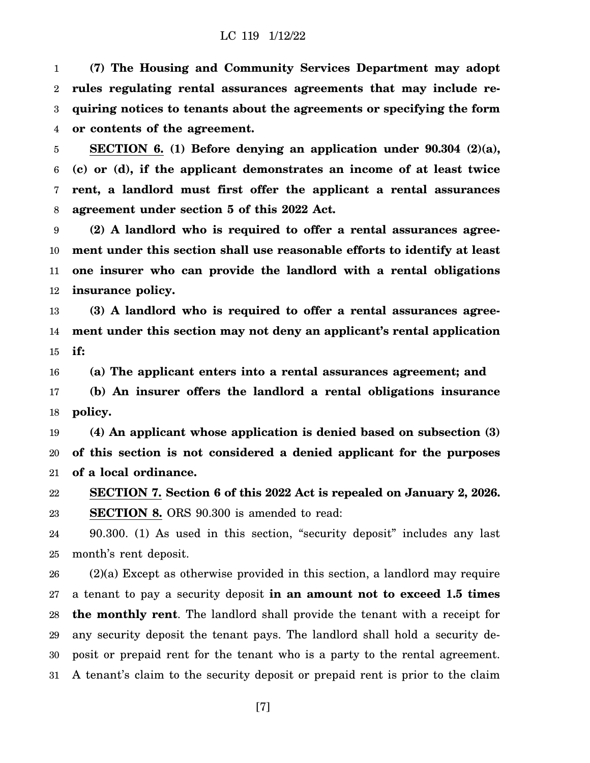**(7) The Housing and Community Services Department may adopt rules regulating rental assurances agreements that may include requiring notices to tenants about the agreements or specifying the form or contents of the agreement.**

**SECTION 6. (1) Before denying an application under 90.304 (2)(a), (c) or (d), if the applicant demonstrates an income of at least twice rent, a landlord must first offer the applicant a rental assurances agreement under section 5 of this 2022 Act.**

**(2) A landlord who is required to offer a rental assurances agreement under this section shall use reasonable efforts to identify at least one insurer who can provide the landlord with a rental obligations insurance policy.**

**(3) A landlord who is required to offer a rental assurances agreement under this section may not deny an applicant's rental application if:**

**(a) The applicant enters into a rental assurances agreement; and**

**(b) An insurer offers the landlord a rental obligations insurance policy.**

**(4) An applicant whose application is denied based on subsection (3) of this section is not considered a denied applicant for the purposes of a local ordinance.**

**SECTION 7. Section 6 of this 2022 Act is repealed on January 2, 2026.**

**SECTION 8.** ORS 90.300 is amended to read:

90.300. (1) As used in this section, "security deposit" includes any last month's rent deposit.

(2)(a) Except as otherwise provided in this section, a landlord may require a tenant to pay a security deposit **in an amount not to exceed 1.5 times the monthly rent**. The landlord shall provide the tenant with a receipt for any security deposit the tenant pays. The landlord shall hold a security deposit or prepaid rent for the tenant who is a party to the rental agreement. A tenant's claim to the security deposit or prepaid rent is prior to the claim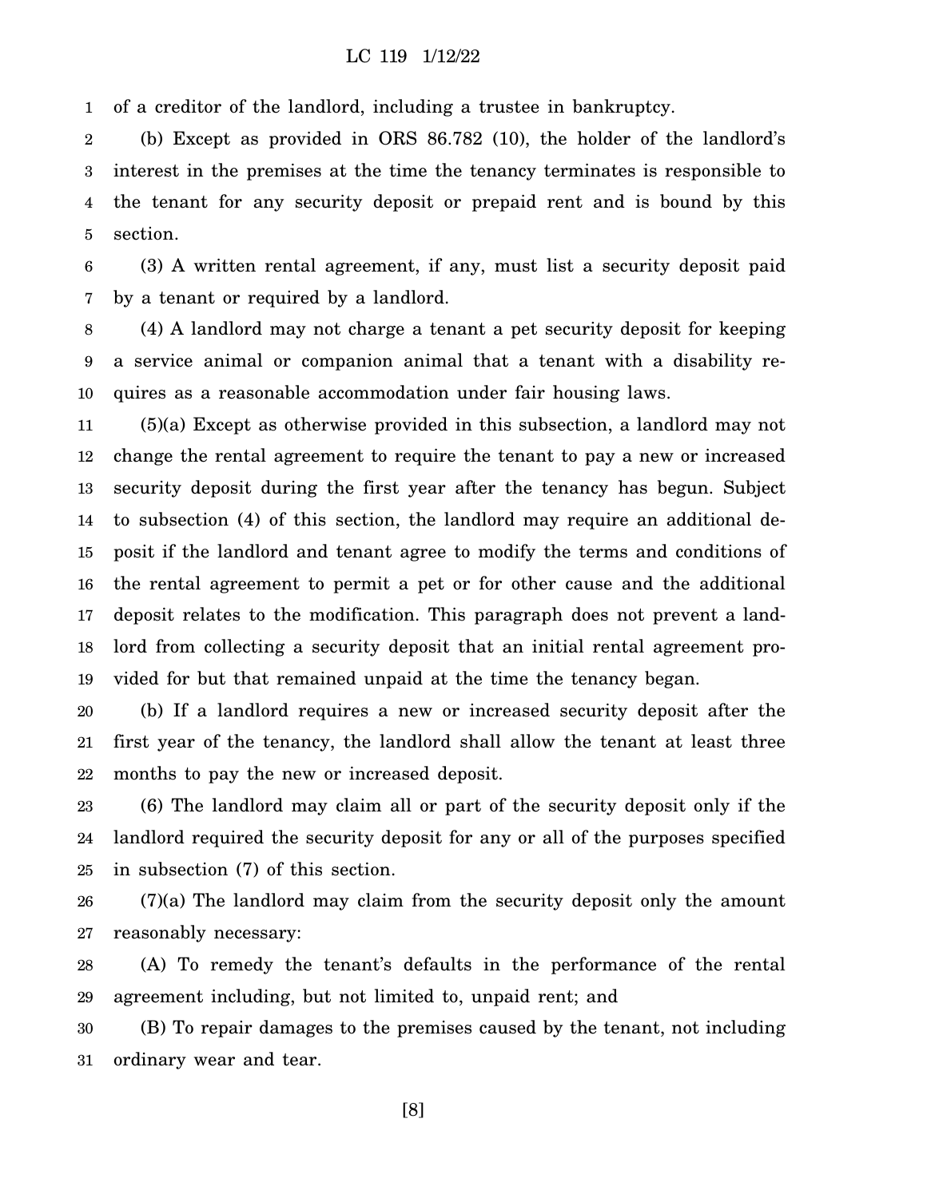of a creditor of the landlord, including a trustee in bankruptcy.

(b) Except as provided in ORS 86.782 (10), the holder of the landlord's interest in the premises at the time the tenancy terminates is responsible to the tenant for any security deposit or prepaid rent and is bound by this section.

(3) A written rental agreement, if any, must list a security deposit paid by a tenant or required by a landlord.

(4) A landlord may not charge a tenant a pet security deposit for keeping a service animal or companion animal that a tenant with a disability requires as a reasonable accommodation under fair housing laws.

(5)(a) Except as otherwise provided in this subsection, a landlord may not change the rental agreement to require the tenant to pay a new or increased security deposit during the first year after the tenancy has begun. Subject to subsection (4) of this section, the landlord may require an additional deposit if the landlord and tenant agree to modify the terms and conditions of the rental agreement to permit a pet or for other cause and the additional deposit relates to the modification. This paragraph does not prevent a landlord from collecting a security deposit that an initial rental agreement provided for but that remained unpaid at the time the tenancy began.

(b) If a landlord requires a new or increased security deposit after the first year of the tenancy, the landlord shall allow the tenant at least three months to pay the new or increased deposit.

(6) The landlord may claim all or part of the security deposit only if the landlord required the security deposit for any or all of the purposes specified in subsection (7) of this section.

(7)(a) The landlord may claim from the security deposit only the amount reasonably necessary:

(A) To remedy the tenant's defaults in the performance of the rental agreement including, but not limited to, unpaid rent; and

(B) To repair damages to the premises caused by the tenant, not including ordinary wear and tear.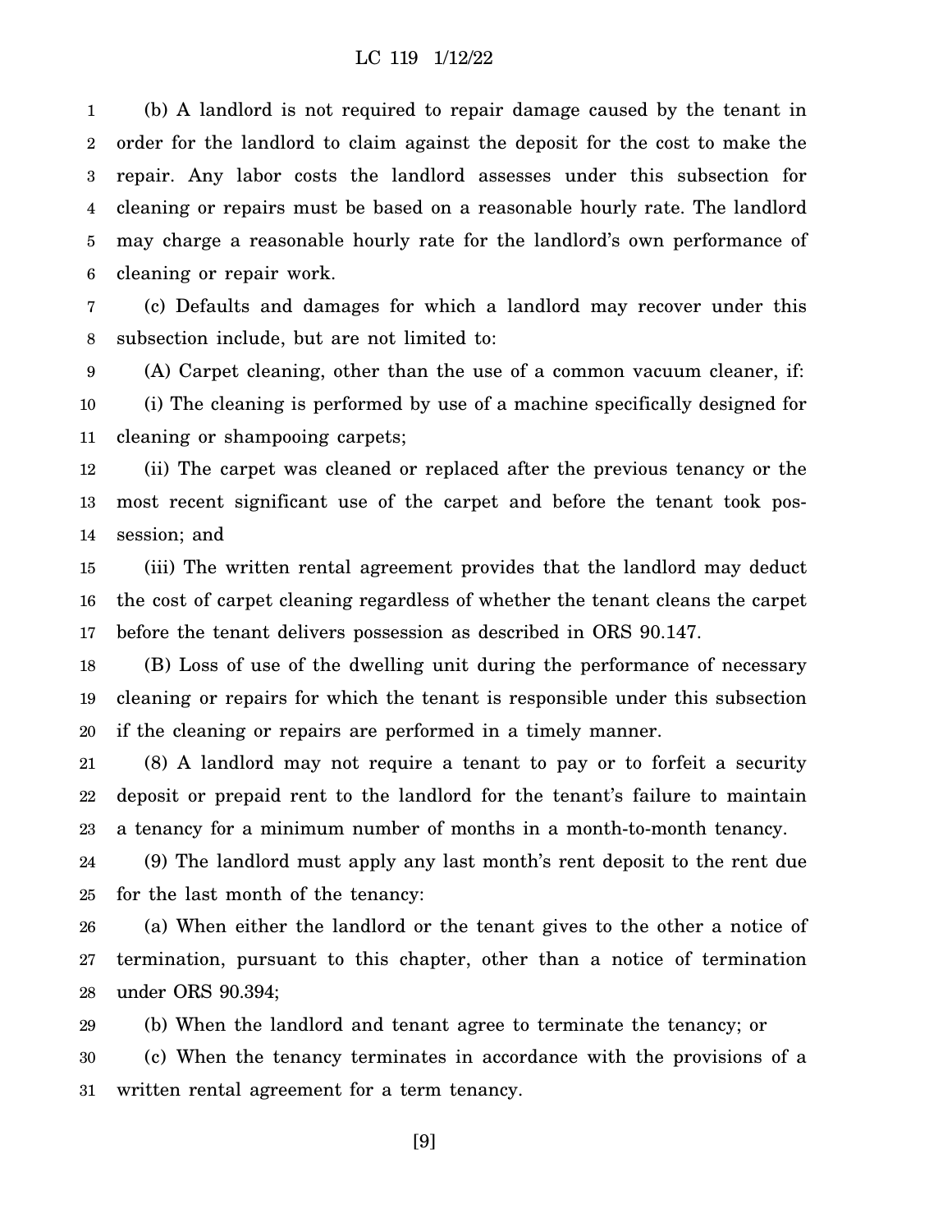(b) A landlord is not required to repair damage caused by the tenant in order for the landlord to claim against the deposit for the cost to make the repair. Any labor costs the landlord assesses under this subsection for cleaning or repairs must be based on a reasonable hourly rate. The landlord may charge a reasonable hourly rate for the landlord's own performance of cleaning or repair work.

(c) Defaults and damages for which a landlord may recover under this subsection include, but are not limited to:

(A) Carpet cleaning, other than the use of a common vacuum cleaner, if:

(i) The cleaning is performed by use of a machine specifically designed for cleaning or shampooing carpets;

(ii) The carpet was cleaned or replaced after the previous tenancy or the most recent significant use of the carpet and before the tenant took possession; and

(iii) The written rental agreement provides that the landlord may deduct the cost of carpet cleaning regardless of whether the tenant cleans the carpet before the tenant delivers possession as described in ORS 90.147.

(B) Loss of use of the dwelling unit during the performance of necessary cleaning or repairs for which the tenant is responsible under this subsection if the cleaning or repairs are performed in a timely manner.

(8) A landlord may not require a tenant to pay or to forfeit a security deposit or prepaid rent to the landlord for the tenant's failure to maintain a tenancy for a minimum number of months in a month-to-month tenancy.

(9) The landlord must apply any last month's rent deposit to the rent due for the last month of the tenancy:

(a) When either the landlord or the tenant gives to the other a notice of termination, pursuant to this chapter, other than a notice of termination under ORS 90.394;

(b) When the landlord and tenant agree to terminate the tenancy; or

(c) When the tenancy terminates in accordance with the provisions of a written rental agreement for a term tenancy.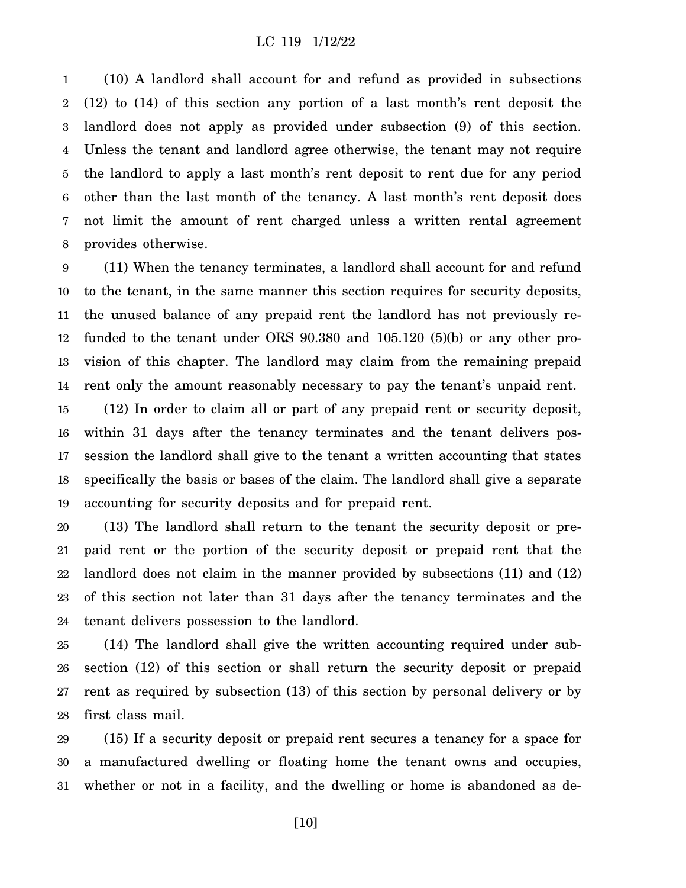(10) A landlord shall account for and refund as provided in subsections (12) to (14) of this section any portion of a last month's rent deposit the landlord does not apply as provided under subsection (9) of this section. Unless the tenant and landlord agree otherwise, the tenant may not require the landlord to apply a last month's rent deposit to rent due for any period other than the last month of the tenancy. A last month's rent deposit does not limit the amount of rent charged unless a written rental agreement provides otherwise.

(11) When the tenancy terminates, a landlord shall account for and refund to the tenant, in the same manner this section requires for security deposits, the unused balance of any prepaid rent the landlord has not previously refunded to the tenant under ORS 90.380 and 105.120 (5)(b) or any other provision of this chapter. The landlord may claim from the remaining prepaid rent only the amount reasonably necessary to pay the tenant's unpaid rent.

(12) In order to claim all or part of any prepaid rent or security deposit, within 31 days after the tenancy terminates and the tenant delivers possession the landlord shall give to the tenant a written accounting that states specifically the basis or bases of the claim. The landlord shall give a separate accounting for security deposits and for prepaid rent.

(13) The landlord shall return to the tenant the security deposit or prepaid rent or the portion of the security deposit or prepaid rent that the landlord does not claim in the manner provided by subsections (11) and (12) of this section not later than 31 days after the tenancy terminates and the tenant delivers possession to the landlord.

(14) The landlord shall give the written accounting required under subsection (12) of this section or shall return the security deposit or prepaid rent as required by subsection (13) of this section by personal delivery or by first class mail.

(15) If a security deposit or prepaid rent secures a tenancy for a space for a manufactured dwelling or floating home the tenant owns and occupies, whether or not in a facility, and the dwelling or home is abandoned as de-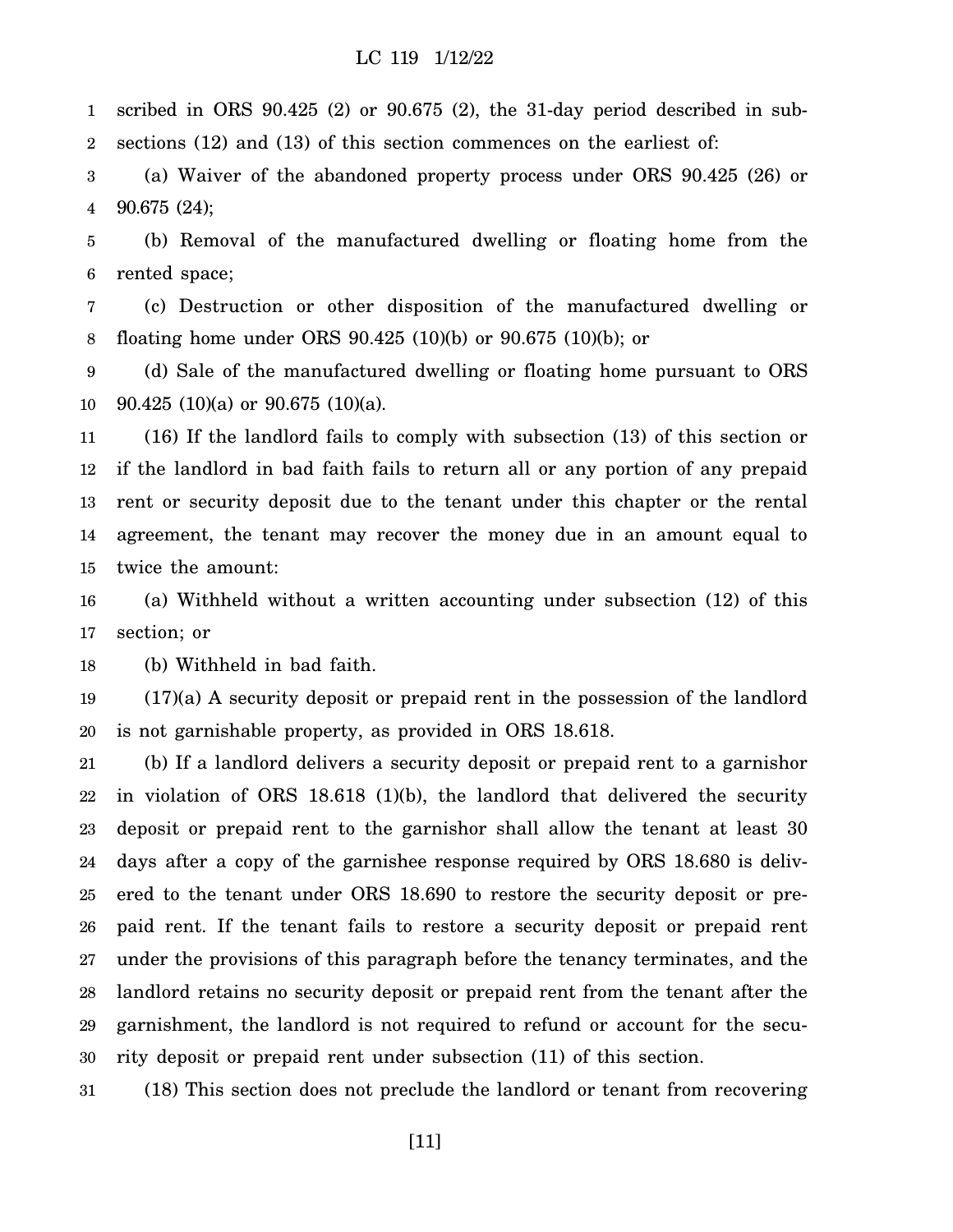scribed in ORS 90.425 (2) or 90.675 (2), the 31-day period described in subsections (12) and (13) of this section commences on the earliest of:

(a) Waiver of the abandoned property process under ORS 90.425 (26) or 90.675 (24);

(b) Removal of the manufactured dwelling or floating home from the rented space;

(c) Destruction or other disposition of the manufactured dwelling or floating home under ORS 90.425 (10)(b) or 90.675 (10)(b); or

(d) Sale of the manufactured dwelling or floating home pursuant to ORS 90.425 (10)(a) or 90.675 (10)(a).

(16) If the landlord fails to comply with subsection (13) of this section or if the landlord in bad faith fails to return all or any portion of any prepaid rent or security deposit due to the tenant under this chapter or the rental agreement, the tenant may recover the money due in an amount equal to twice the amount:

(a) Withheld without a written accounting under subsection (12) of this section; or

(b) Withheld in bad faith.

(17)(a) A security deposit or prepaid rent in the possession of the landlord is not garnishable property, as provided in ORS 18.618.

(b) If a landlord delivers a security deposit or prepaid rent to a garnishor in violation of ORS 18.618 (1)(b), the landlord that delivered the security deposit or prepaid rent to the garnishor shall allow the tenant at least 30 days after a copy of the garnishee response required by ORS 18.680 is delivered to the tenant under ORS 18.690 to restore the security deposit or prepaid rent. If the tenant fails to restore a security deposit or prepaid rent under the provisions of this paragraph before the tenancy terminates, and the landlord retains no security deposit or prepaid rent from the tenant after the garnishment, the landlord is not required to refund or account for the security deposit or prepaid rent under subsection (11) of this section.

(18) This section does not preclude the landlord or tenant from recovering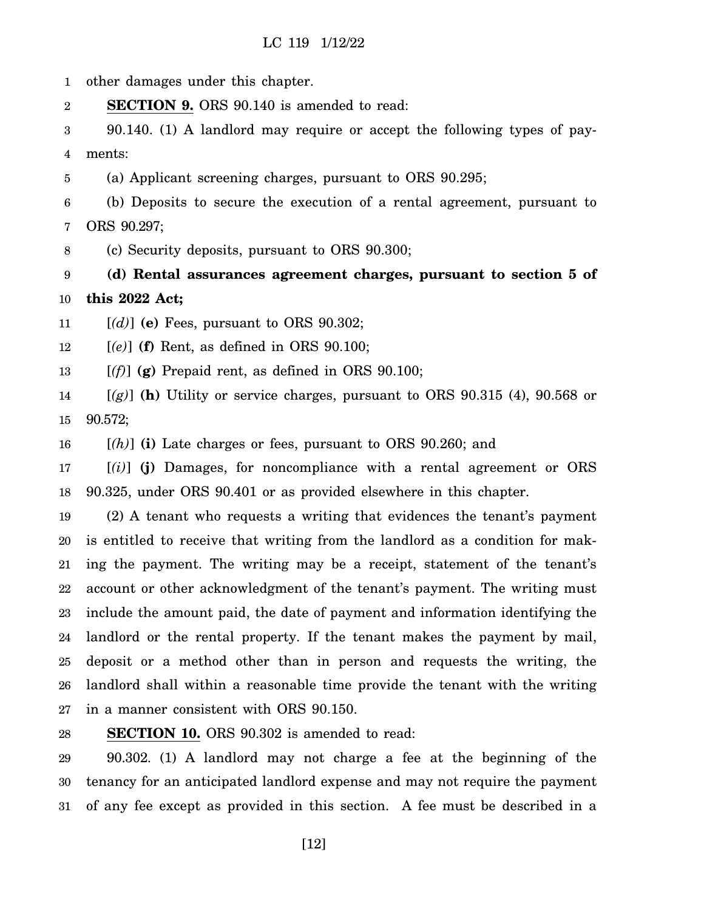other damages under this chapter.

**SECTION 9.** ORS 90.140 is amended to read:

90.140. (1) A landlord may require or accept the following types of payments:

(a) Applicant screening charges, pursuant to ORS 90.295;

(b) Deposits to secure the execution of a rental agreement, pursuant to ORS 90.297;

(c) Security deposits, pursuant to ORS 90.300;

**(d) Rental assurances agreement charges, pursuant to section 5 of this 2022 Act;**

[*(d)*] **(e)** Fees, pursuant to ORS 90.302;

[*(e)*] **(f)** Rent, as defined in ORS 90.100;

[*(f)*] **(g)** Prepaid rent, as defined in ORS 90.100;

[*(g)*] **(h)** Utility or service charges, pursuant to ORS 90.315 (4), 90.568 or 90.572;

[*(h)*] **(i)** Late charges or fees, pursuant to ORS 90.260; and

[*(i)*] **(j)** Damages, for noncompliance with a rental agreement or ORS 90.325, under ORS 90.401 or as provided elsewhere in this chapter.

(2) A tenant who requests a writing that evidences the tenant's payment is entitled to receive that writing from the landlord as a condition for making the payment. The writing may be a receipt, statement of the tenant's account or other acknowledgment of the tenant's payment. The writing must include the amount paid, the date of payment and information identifying the landlord or the rental property. If the tenant makes the payment by mail, deposit or a method other than in person and requests the writing, the landlord shall within a reasonable time provide the tenant with the writing in a manner consistent with ORS 90.150.

**SECTION 10.** ORS 90.302 is amended to read:

90.302. (1) A landlord may not charge a fee at the beginning of the tenancy for an anticipated landlord expense and may not require the payment of any fee except as provided in this section. A fee must be described in a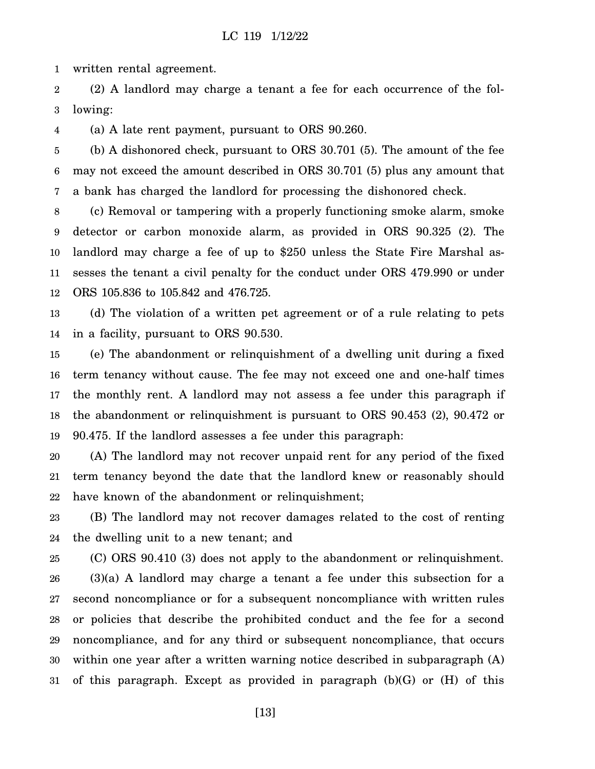written rental agreement.

(2) A landlord may charge a tenant a fee for each occurrence of the following:

(a) A late rent payment, pursuant to ORS 90.260.

(b) A dishonored check, pursuant to ORS 30.701 (5). The amount of the fee may not exceed the amount described in ORS 30.701 (5) plus any amount that a bank has charged the landlord for processing the dishonored check.

(c) Removal or tampering with a properly functioning smoke alarm, smoke detector or carbon monoxide alarm, as provided in ORS 90.325 (2). The landlord may charge a fee of up to $250 unless the State Fire Marshal assesses the tenant a civil penalty for the conduct under ORS 479.990 or under ORS 105.836 to 105.842 and 476.725.

(d) The violation of a written pet agreement or of a rule relating to pets in a facility, pursuant to ORS 90.530.

(e) The abandonment or relinquishment of a dwelling unit during a fixed term tenancy without cause. The fee may not exceed one and one-half times the monthly rent. A landlord may not assess a fee under this paragraph if the abandonment or relinquishment is pursuant to ORS 90.453 (2), 90.472 or 90.475. If the landlord assesses a fee under this paragraph:

(A) The landlord may not recover unpaid rent for any period of the fixed term tenancy beyond the date that the landlord knew or reasonably should have known of the abandonment or relinquishment;

(B) The landlord may not recover damages related to the cost of renting the dwelling unit to a new tenant; and

(C) ORS 90.410 (3) does not apply to the abandonment or relinquishment.

(3)(a) A landlord may charge a tenant a fee under this subsection for a second noncompliance or for a subsequent noncompliance with written rules or policies that describe the prohibited conduct and the fee for a second noncompliance, and for any third or subsequent noncompliance, that occurs within one year after a written warning notice described in subparagraph (A) of this paragraph. Except as provided in paragraph (b)(G) or (H) of this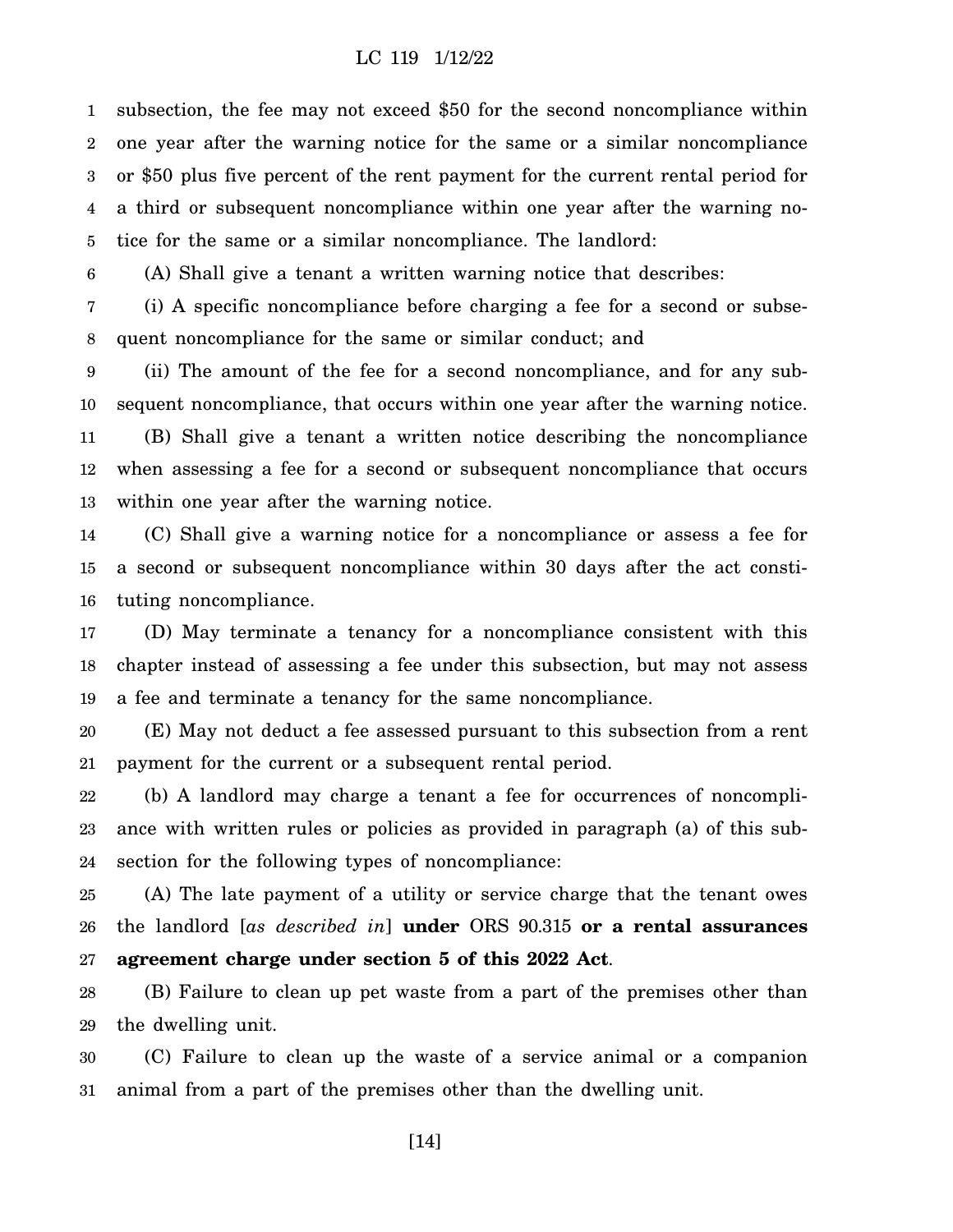subsection, the fee may not exceed $50 for the second noncompliance within one year after the warning notice for the same or a similar noncompliance or $50 plus five percent of the rent payment for the current rental period for a third or subsequent noncompliance within one year after the warning notice for the same or a similar noncompliance. The landlord:

(A) Shall give a tenant a written warning notice that describes:

(i) A specific noncompliance before charging a fee for a second or subsequent noncompliance for the same or similar conduct; and

(ii) The amount of the fee for a second noncompliance, and for any subsequent noncompliance, that occurs within one year after the warning notice.

(B) Shall give a tenant a written notice describing the noncompliance when assessing a fee for a second or subsequent noncompliance that occurs within one year after the warning notice.

(C) Shall give a warning notice for a noncompliance or assess a fee for a second or subsequent noncompliance within 30 days after the act constituting noncompliance.

(D) May terminate a tenancy for a noncompliance consistent with this chapter instead of assessing a fee under this subsection, but may not assess a fee and terminate a tenancy for the same noncompliance.

(E) May not deduct a fee assessed pursuant to this subsection from a rent payment for the current or a subsequent rental period.

(b) A landlord may charge a tenant a fee for occurrences of noncompliance with written rules or policies as provided in paragraph (a) of this subsection for the following types of noncompliance:

(A) The late payment of a utility or service charge that the tenant owes the landlord [*as described in*] **under** ORS 90.315 **or a rental assurances agreement charge under section 5 of this 2022 Act**.

(B) Failure to clean up pet waste from a part of the premises other than the dwelling unit.

(C) Failure to clean up the waste of a service animal or a companion animal from a part of the premises other than the dwelling unit.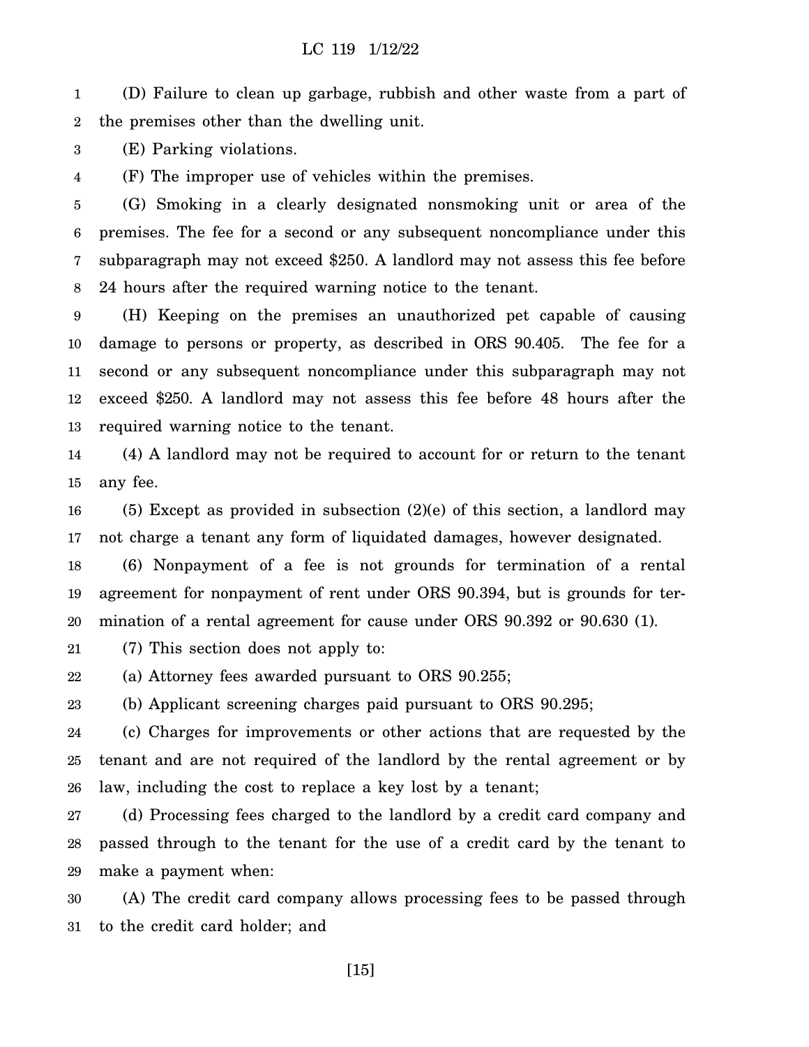(D) Failure to clean up garbage, rubbish and other waste from a part of the premises other than the dwelling unit.

(E) Parking violations.

(F) The improper use of vehicles within the premises.

(G) Smoking in a clearly designated nonsmoking unit or area of the premises. The fee for a second or any subsequent noncompliance under this subparagraph may not exceed $250. A landlord may not assess this fee before 24 hours after the required warning notice to the tenant.

(H) Keeping on the premises an unauthorized pet capable of causing damage to persons or property, as described in ORS 90.405. The fee for a second or any subsequent noncompliance under this subparagraph may not exceed $250. A landlord may not assess this fee before 48 hours after the required warning notice to the tenant.

(4) A landlord may not be required to account for or return to the tenant any fee.

(5) Except as provided in subsection (2)(e) of this section, a landlord may not charge a tenant any form of liquidated damages, however designated.

(6) Nonpayment of a fee is not grounds for termination of a rental agreement for nonpayment of rent under ORS 90.394, but is grounds for termination of a rental agreement for cause under ORS 90.392 or 90.630 (1).

(7) This section does not apply to:

(a) Attorney fees awarded pursuant to ORS 90.255;

(b) Applicant screening charges paid pursuant to ORS 90.295;

(c) Charges for improvements or other actions that are requested by the tenant and are not required of the landlord by the rental agreement or by law, including the cost to replace a key lost by a tenant;

(d) Processing fees charged to the landlord by a credit card company and passed through to the tenant for the use of a credit card by the tenant to make a payment when:

(A) The credit card company allows processing fees to be passed through to the credit card holder; and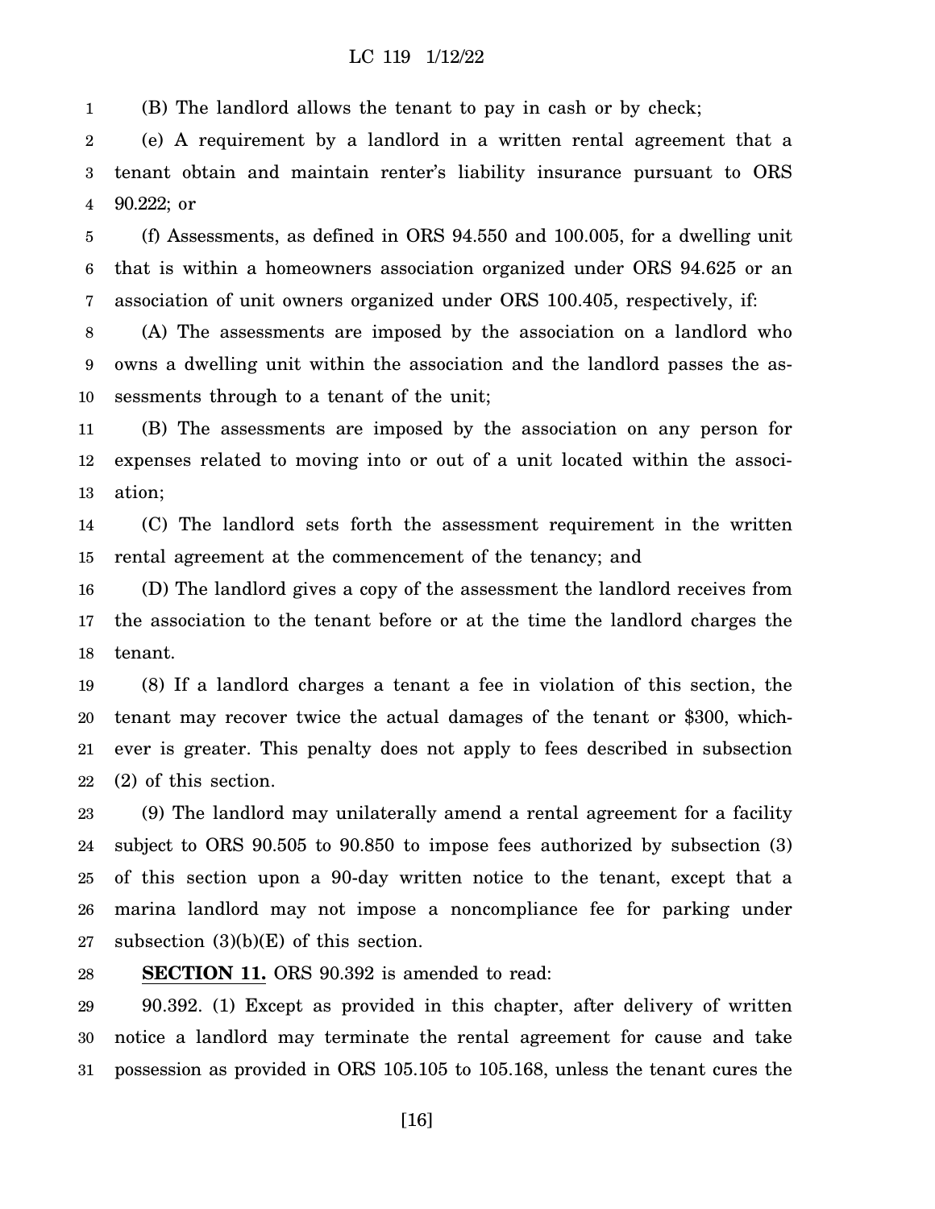(B) The landlord allows the tenant to pay in cash or by check;

(e) A requirement by a landlord in a written rental agreement that a tenant obtain and maintain renter's liability insurance pursuant to ORS 90.222; or

(f) Assessments, as defined in ORS 94.550 and 100.005, for a dwelling unit that is within a homeowners association organized under ORS 94.625 or an association of unit owners organized under ORS 100.405, respectively, if:

(A) The assessments are imposed by the association on a landlord who owns a dwelling unit within the association and the landlord passes the assessments through to a tenant of the unit;

(B) The assessments are imposed by the association on any person for expenses related to moving into or out of a unit located within the association;

(C) The landlord sets forth the assessment requirement in the written rental agreement at the commencement of the tenancy; and

(D) The landlord gives a copy of the assessment the landlord receives from the association to the tenant before or at the time the landlord charges the tenant.

(8) If a landlord charges a tenant a fee in violation of this section, the tenant may recover twice the actual damages of the tenant or $300, whichever is greater. This penalty does not apply to fees described in subsection (2) of this section.

(9) The landlord may unilaterally amend a rental agreement for a facility subject to ORS 90.505 to 90.850 to impose fees authorized by subsection (3) of this section upon a 90-day written notice to the tenant, except that a marina landlord may not impose a noncompliance fee for parking under subsection (3)(b)(E) of this section.

**SECTION 11.** ORS 90.392 is amended to read:

90.392. (1) Except as provided in this chapter, after delivery of written notice a landlord may terminate the rental agreement for cause and take possession as provided in ORS 105.105 to 105.168, unless the tenant cures the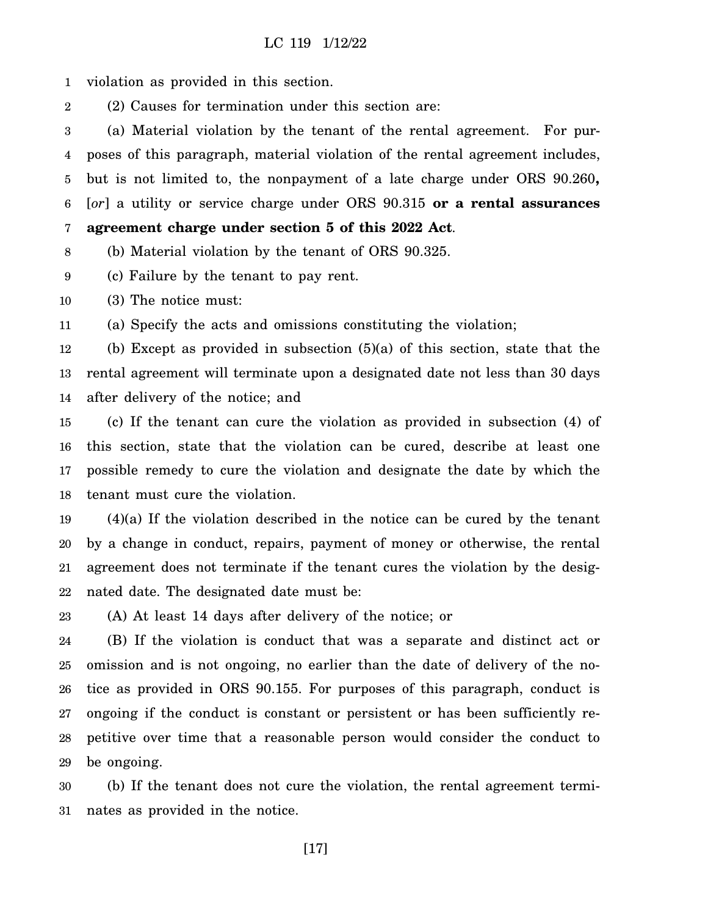violation as provided in this section.

(2) Causes for termination under this section are:

(a) Material violation by the tenant of the rental agreement. For purposes of this paragraph, material violation of the rental agreement includes, but is not limited to, the nonpayment of a late charge under ORS 90.260**,** [*or*] a utility or service charge under ORS 90.315 **or a rental assurances agreement charge under section 5 of this 2022 Act**.

(b) Material violation by the tenant of ORS 90.325.

(c) Failure by the tenant to pay rent.

(3) The notice must:

(a) Specify the acts and omissions constituting the violation;

(b) Except as provided in subsection (5)(a) of this section, state that the rental agreement will terminate upon a designated date not less than 30 days after delivery of the notice; and

(c) If the tenant can cure the violation as provided in subsection (4) of this section, state that the violation can be cured, describe at least one possible remedy to cure the violation and designate the date by which the tenant must cure the violation.

(4)(a) If the violation described in the notice can be cured by the tenant by a change in conduct, repairs, payment of money or otherwise, the rental agreement does not terminate if the tenant cures the violation by the designated date. The designated date must be:

(A) At least 14 days after delivery of the notice; or

(B) If the violation is conduct that was a separate and distinct act or omission and is not ongoing, no earlier than the date of delivery of the notice as provided in ORS 90.155. For purposes of this paragraph, conduct is ongoing if the conduct is constant or persistent or has been sufficiently repetitive over time that a reasonable person would consider the conduct to be ongoing.

(b) If the tenant does not cure the violation, the rental agreement terminates as provided in the notice.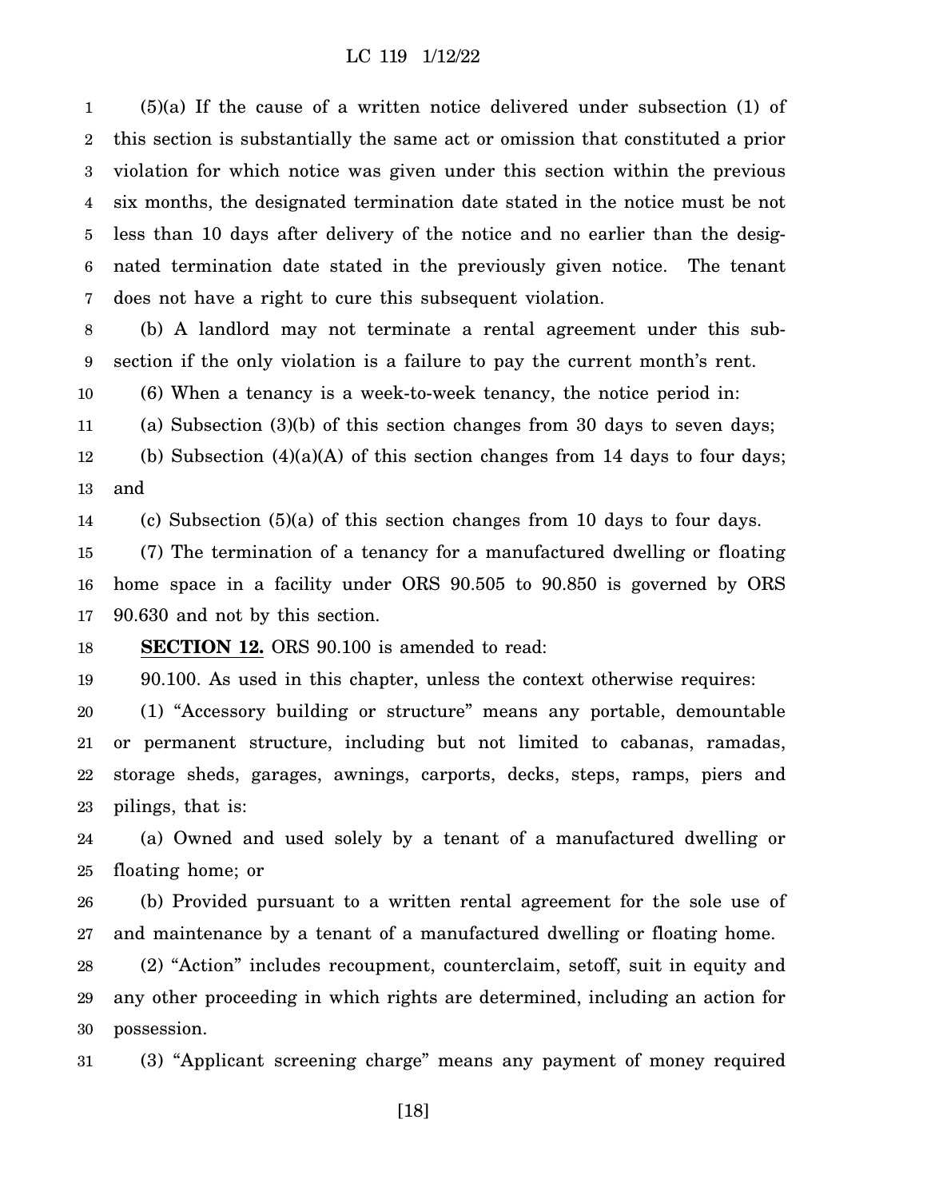(5)(a) If the cause of a written notice delivered under subsection (1) of this section is substantially the same act or omission that constituted a prior violation for which notice was given under this section within the previous six months, the designated termination date stated in the notice must be not less than 10 days after delivery of the notice and no earlier than the designated termination date stated in the previously given notice. The tenant does not have a right to cure this subsequent violation.

(b) A landlord may not terminate a rental agreement under this subsection if the only violation is a failure to pay the current month's rent.

(6) When a tenancy is a week-to-week tenancy, the notice period in:

(a) Subsection (3)(b) of this section changes from 30 days to seven days;

(b) Subsection (4)(a)(A) of this section changes from 14 days to four days; and

(c) Subsection (5)(a) of this section changes from 10 days to four days.

(7) The termination of a tenancy for a manufactured dwelling or floating home space in a facility under ORS 90.505 to 90.850 is governed by ORS 90.630 and not by this section.

**SECTION 12.** ORS 90.100 is amended to read:

90.100. As used in this chapter, unless the context otherwise requires:

(1) "Accessory building or structure" means any portable, demountable or permanent structure, including but not limited to cabanas, ramadas, storage sheds, garages, awnings, carports, decks, steps, ramps, piers and pilings, that is:

(a) Owned and used solely by a tenant of a manufactured dwelling or floating home; or

(b) Provided pursuant to a written rental agreement for the sole use of and maintenance by a tenant of a manufactured dwelling or floating home.

(2) "Action" includes recoupment, counterclaim, setoff, suit in equity and any other proceeding in which rights are determined, including an action for possession.

(3) "Applicant screening charge" means any payment of money required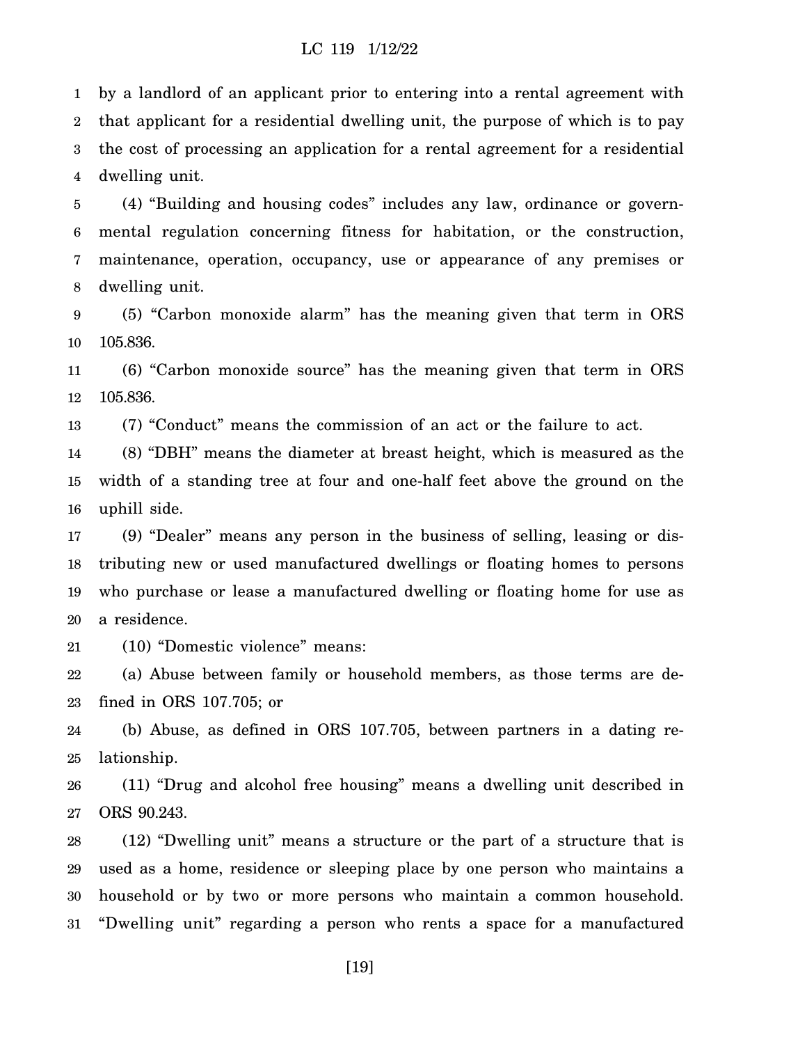by a landlord of an applicant prior to entering into a rental agreement with that applicant for a residential dwelling unit, the purpose of which is to pay the cost of processing an application for a rental agreement for a residential dwelling unit.

(4) "Building and housing codes" includes any law, ordinance or governmental regulation concerning fitness for habitation, or the construction, maintenance, operation, occupancy, use or appearance of any premises or dwelling unit.

(5) "Carbon monoxide alarm" has the meaning given that term in ORS 105.836.

(6) "Carbon monoxide source" has the meaning given that term in ORS 105.836.

(7) "Conduct" means the commission of an act or the failure to act.

(8) "DBH" means the diameter at breast height, which is measured as the width of a standing tree at four and one-half feet above the ground on the uphill side.

(9) "Dealer" means any person in the business of selling, leasing or distributing new or used manufactured dwellings or floating homes to persons who purchase or lease a manufactured dwelling or floating home for use as a residence.

(10) "Domestic violence" means:

(a) Abuse between family or household members, as those terms are defined in ORS 107.705; or

(b) Abuse, as defined in ORS 107.705, between partners in a dating relationship.

(11) "Drug and alcohol free housing" means a dwelling unit described in ORS 90.243.

(12) "Dwelling unit" means a structure or the part of a structure that is used as a home, residence or sleeping place by one person who maintains a household or by two or more persons who maintain a common household. "Dwelling unit" regarding a person who rents a space for a manufactured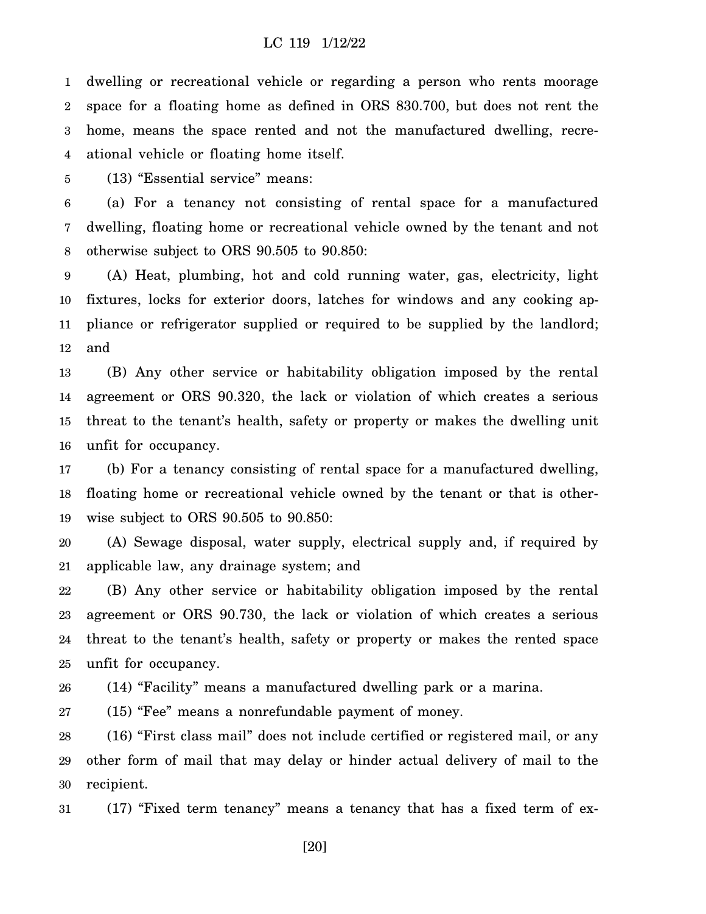dwelling or recreational vehicle or regarding a person who rents moorage space for a floating home as defined in ORS 830.700, but does not rent the home, means the space rented and not the manufactured dwelling, recreational vehicle or floating home itself.

(13) "Essential service" means:

(a) For a tenancy not consisting of rental space for a manufactured dwelling, floating home or recreational vehicle owned by the tenant and not otherwise subject to ORS 90.505 to 90.850:

(A) Heat, plumbing, hot and cold running water, gas, electricity, light fixtures, locks for exterior doors, latches for windows and any cooking appliance or refrigerator supplied or required to be supplied by the landlord; and

(B) Any other service or habitability obligation imposed by the rental agreement or ORS 90.320, the lack or violation of which creates a serious threat to the tenant's health, safety or property or makes the dwelling unit unfit for occupancy.

(b) For a tenancy consisting of rental space for a manufactured dwelling, floating home or recreational vehicle owned by the tenant or that is otherwise subject to ORS 90.505 to 90.850:

(A) Sewage disposal, water supply, electrical supply and, if required by applicable law, any drainage system; and

(B) Any other service or habitability obligation imposed by the rental agreement or ORS 90.730, the lack or violation of which creates a serious threat to the tenant's health, safety or property or makes the rented space unfit for occupancy.

(14) "Facility" means a manufactured dwelling park or a marina.

(15) "Fee" means a nonrefundable payment of money.

(16) "First class mail" does not include certified or registered mail, or any other form of mail that may delay or hinder actual delivery of mail to the recipient.

(17) "Fixed term tenancy" means a tenancy that has a fixed term of ex-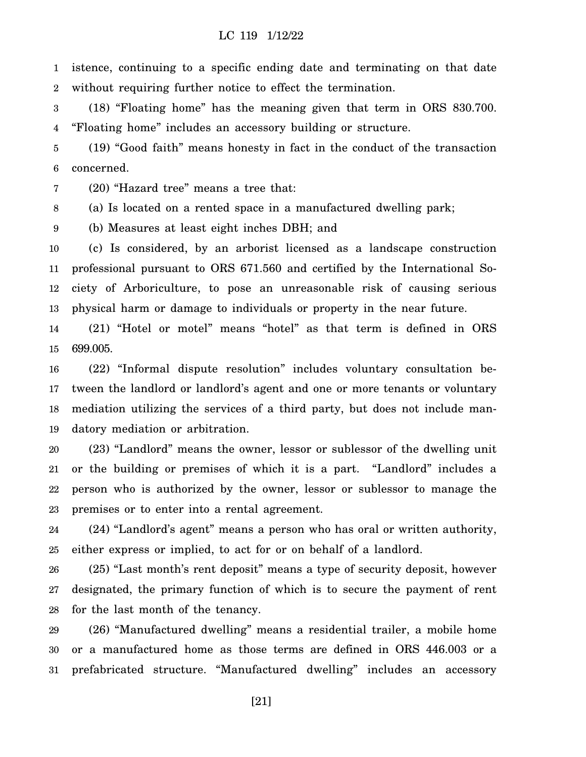istence, continuing to a specific ending date and terminating on that date without requiring further notice to effect the termination.

(18) "Floating home" has the meaning given that term in ORS 830.700. "Floating home" includes an accessory building or structure.

(19) "Good faith" means honesty in fact in the conduct of the transaction concerned.

(20) "Hazard tree" means a tree that:

(a) Is located on a rented space in a manufactured dwelling park;

(b) Measures at least eight inches DBH; and

(c) Is considered, by an arborist licensed as a landscape construction professional pursuant to ORS 671.560 and certified by the International Society of Arboriculture, to pose an unreasonable risk of causing serious physical harm or damage to individuals or property in the near future.

(21) "Hotel or motel" means "hotel" as that term is defined in ORS 699.005.

(22) "Informal dispute resolution" includes voluntary consultation between the landlord or landlord's agent and one or more tenants or voluntary mediation utilizing the services of a third party, but does not include mandatory mediation or arbitration.

(23) "Landlord" means the owner, lessor or sublessor of the dwelling unit or the building or premises of which it is a part. "Landlord" includes a person who is authorized by the owner, lessor or sublessor to manage the premises or to enter into a rental agreement.

(24) "Landlord's agent" means a person who has oral or written authority, either express or implied, to act for or on behalf of a landlord.

(25) "Last month's rent deposit" means a type of security deposit, however designated, the primary function of which is to secure the payment of rent for the last month of the tenancy.

(26) "Manufactured dwelling" means a residential trailer, a mobile home or a manufactured home as those terms are defined in ORS 446.003 or a prefabricated structure. "Manufactured dwelling" includes an accessory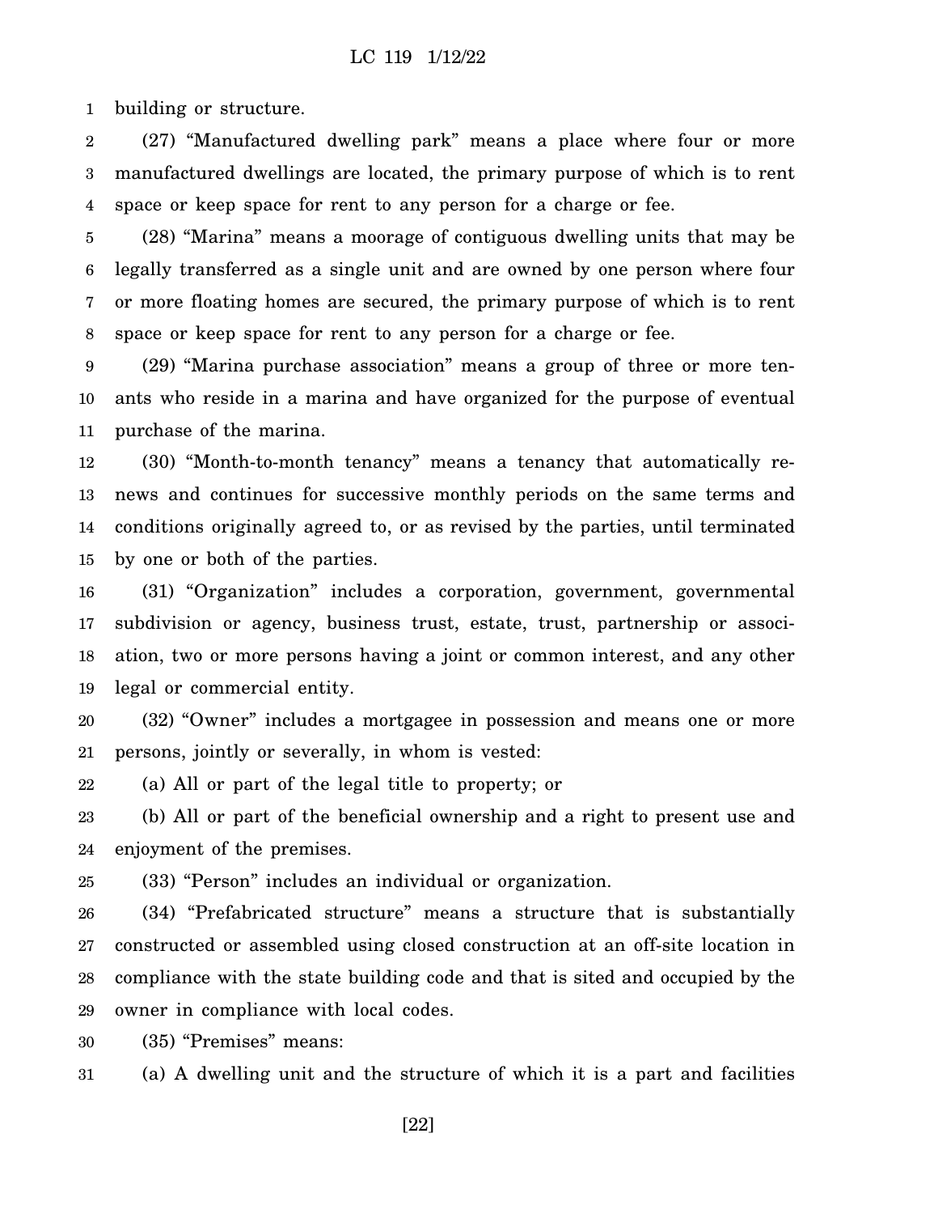building or structure.

(27) "Manufactured dwelling park" means a place where four or more manufactured dwellings are located, the primary purpose of which is to rent space or keep space for rent to any person for a charge or fee.

(28) "Marina" means a moorage of contiguous dwelling units that may be legally transferred as a single unit and are owned by one person where four or more floating homes are secured, the primary purpose of which is to rent space or keep space for rent to any person for a charge or fee.

(29) "Marina purchase association" means a group of three or more tenants who reside in a marina and have organized for the purpose of eventual purchase of the marina.

(30) "Month-to-month tenancy" means a tenancy that automatically renews and continues for successive monthly periods on the same terms and conditions originally agreed to, or as revised by the parties, until terminated by one or both of the parties.

(31) "Organization" includes a corporation, government, governmental subdivision or agency, business trust, estate, trust, partnership or association, two or more persons having a joint or common interest, and any other legal or commercial entity.

(32) "Owner" includes a mortgagee in possession and means one or more persons, jointly or severally, in whom is vested:

(a) All or part of the legal title to property; or

(b) All or part of the beneficial ownership and a right to present use and enjoyment of the premises.

(33) "Person" includes an individual or organization.

(34) "Prefabricated structure" means a structure that is substantially constructed or assembled using closed construction at an off-site location in compliance with the state building code and that is sited and occupied by the owner in compliance with local codes.

(35) "Premises" means:

(a) A dwelling unit and the structure of which it is a part and facilities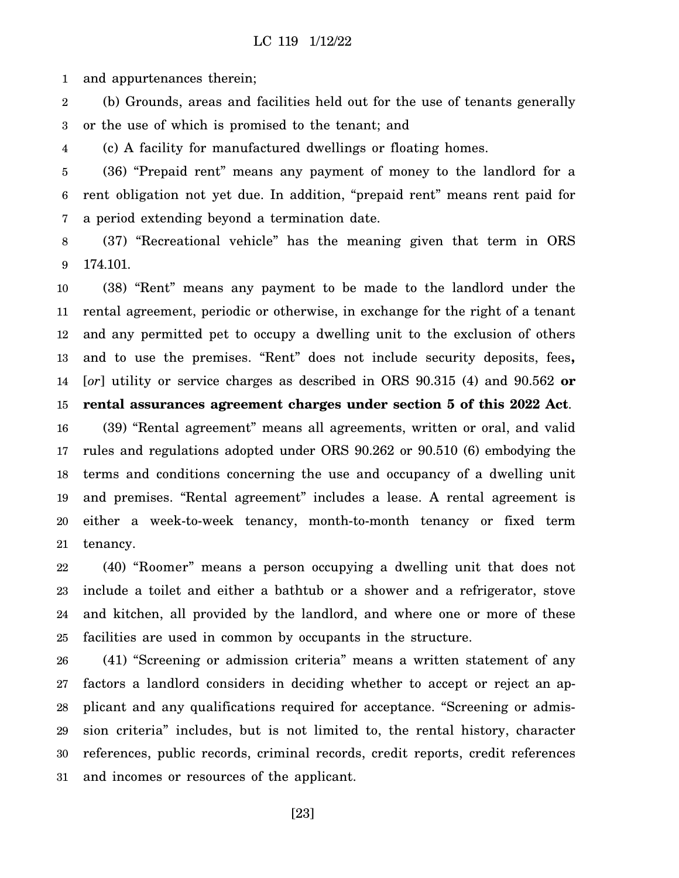and appurtenances therein;

(b) Grounds, areas and facilities held out for the use of tenants generally or the use of which is promised to the tenant; and

(c) A facility for manufactured dwellings or floating homes.

(36) "Prepaid rent" means any payment of money to the landlord for a rent obligation not yet due. In addition, "prepaid rent" means rent paid for a period extending beyond a termination date.

(37) "Recreational vehicle" has the meaning given that term in ORS 174.101.

(38) "Rent" means any payment to be made to the landlord under the rental agreement, periodic or otherwise, in exchange for the right of a tenant and any permitted pet to occupy a dwelling unit to the exclusion of others and to use the premises. "Rent" does not include security deposits, fees**,** [*or*] utility or service charges as described in ORS 90.315 (4) and 90.562 **or rental assurances agreement charges under section 5 of this 2022 Act**.

(39) "Rental agreement" means all agreements, written or oral, and valid rules and regulations adopted under ORS 90.262 or 90.510 (6) embodying the terms and conditions concerning the use and occupancy of a dwelling unit and premises. "Rental agreement" includes a lease. A rental agreement is either a week-to-week tenancy, month-to-month tenancy or fixed term tenancy.

(40) "Roomer" means a person occupying a dwelling unit that does not include a toilet and either a bathtub or a shower and a refrigerator, stove and kitchen, all provided by the landlord, and where one or more of these facilities are used in common by occupants in the structure.

(41) "Screening or admission criteria" means a written statement of any factors a landlord considers in deciding whether to accept or reject an applicant and any qualifications required for acceptance. "Screening or admission criteria" includes, but is not limited to, the rental history, character references, public records, criminal records, credit reports, credit references and incomes or resources of the applicant.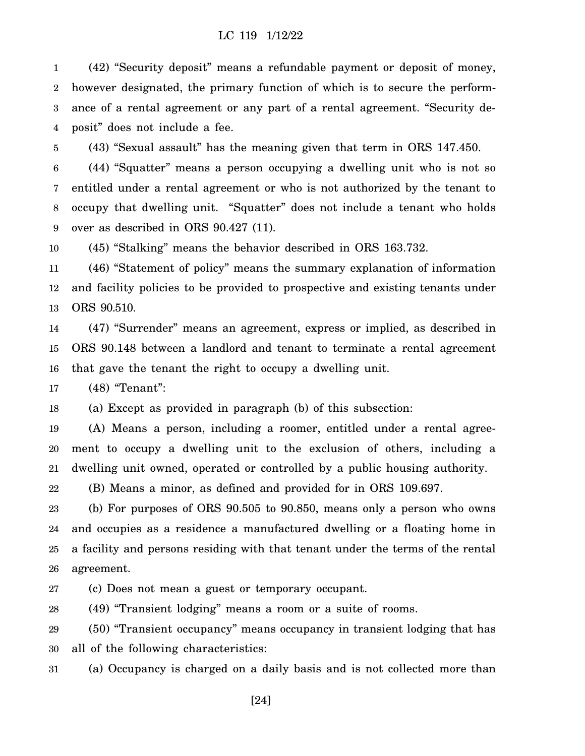(42) "Security deposit" means a refundable payment or deposit of money, however designated, the primary function of which is to secure the performance of a rental agreement or any part of a rental agreement. "Security deposit" does not include a fee.

(43) "Sexual assault" has the meaning given that term in ORS 147.450.

(44) "Squatter" means a person occupying a dwelling unit who is not so entitled under a rental agreement or who is not authorized by the tenant to occupy that dwelling unit. "Squatter" does not include a tenant who holds over as described in ORS 90.427 (11).

(45) "Stalking" means the behavior described in ORS 163.732.

(46) "Statement of policy" means the summary explanation of information and facility policies to be provided to prospective and existing tenants under ORS 90.510.

(47) "Surrender" means an agreement, express or implied, as described in ORS 90.148 between a landlord and tenant to terminate a rental agreement that gave the tenant the right to occupy a dwelling unit.

(48) "Tenant":

(a) Except as provided in paragraph (b) of this subsection:

(A) Means a person, including a roomer, entitled under a rental agreement to occupy a dwelling unit to the exclusion of others, including a dwelling unit owned, operated or controlled by a public housing authority.

(B) Means a minor, as defined and provided for in ORS 109.697.

(b) For purposes of ORS 90.505 to 90.850, means only a person who owns and occupies as a residence a manufactured dwelling or a floating home in a facility and persons residing with that tenant under the terms of the rental agreement.

(c) Does not mean a guest or temporary occupant.

(49) "Transient lodging" means a room or a suite of rooms.

(50) "Transient occupancy" means occupancy in transient lodging that has all of the following characteristics:

(a) Occupancy is charged on a daily basis and is not collected more than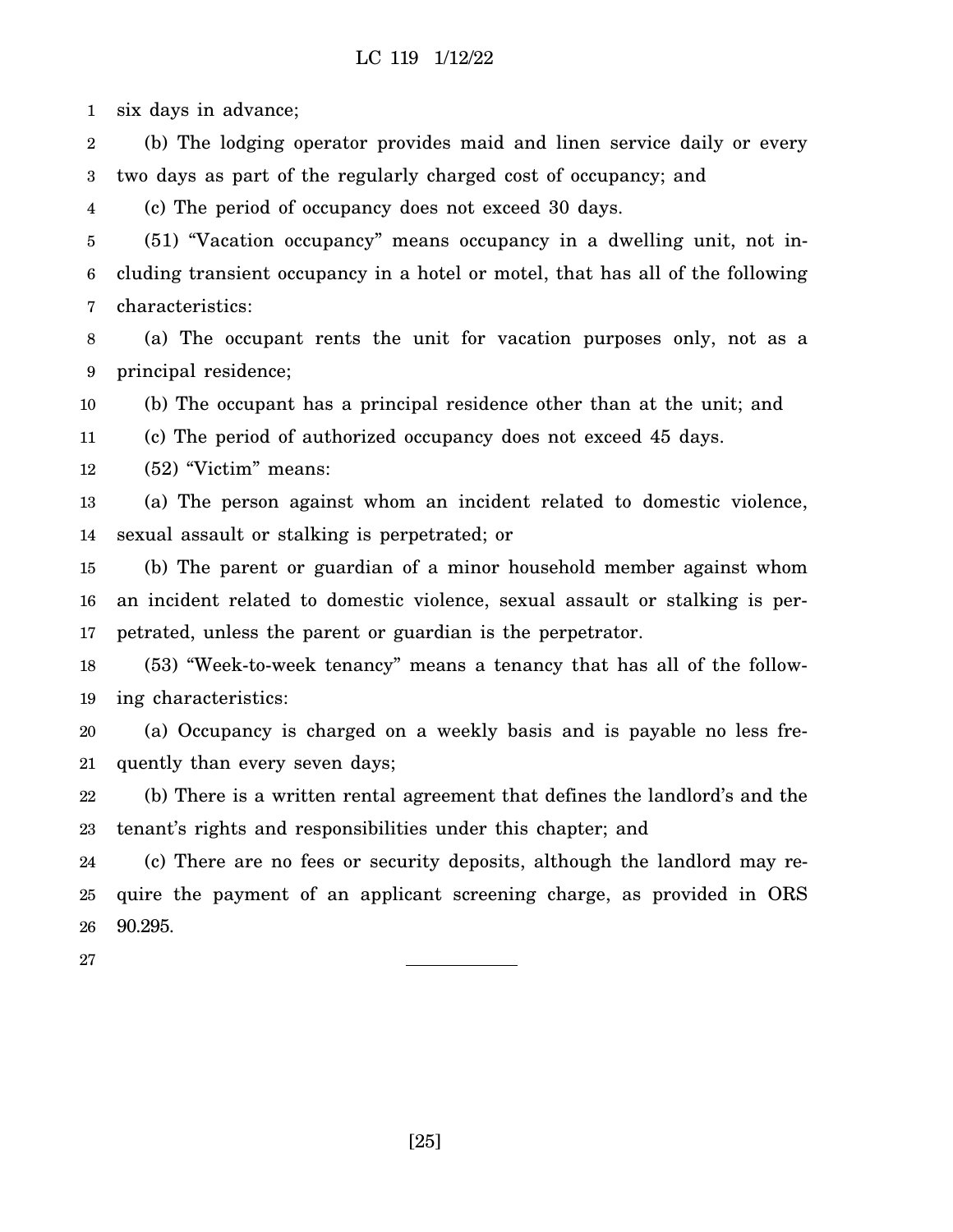six days in advance;

(b) The lodging operator provides maid and linen service daily or every two days as part of the regularly charged cost of occupancy; and

(c) The period of occupancy does not exceed 30 days.

(51) "Vacation occupancy" means occupancy in a dwelling unit, not including transient occupancy in a hotel or motel, that has all of the following characteristics:

(a) The occupant rents the unit for vacation purposes only, not as a principal residence;

(b) The occupant has a principal residence other than at the unit; and

(c) The period of authorized occupancy does not exceed 45 days.

(52) "Victim" means:

(a) The person against whom an incident related to domestic violence, sexual assault or stalking is perpetrated; or

(b) The parent or guardian of a minor household member against whom an incident related to domestic violence, sexual assault or stalking is perpetrated, unless the parent or guardian is the perpetrator.

(53) "Week-to-week tenancy" means a tenancy that has all of the following characteristics:

(a) Occupancy is charged on a weekly basis and is payable no less frequently than every seven days;

(b) There is a written rental agreement that defines the landlord's and the tenant's rights and responsibilities under this chapter; and

(c) There are no fees or security deposits, although the landlord may require the payment of an applicant screening charge, as provided in ORS 90.295.

---